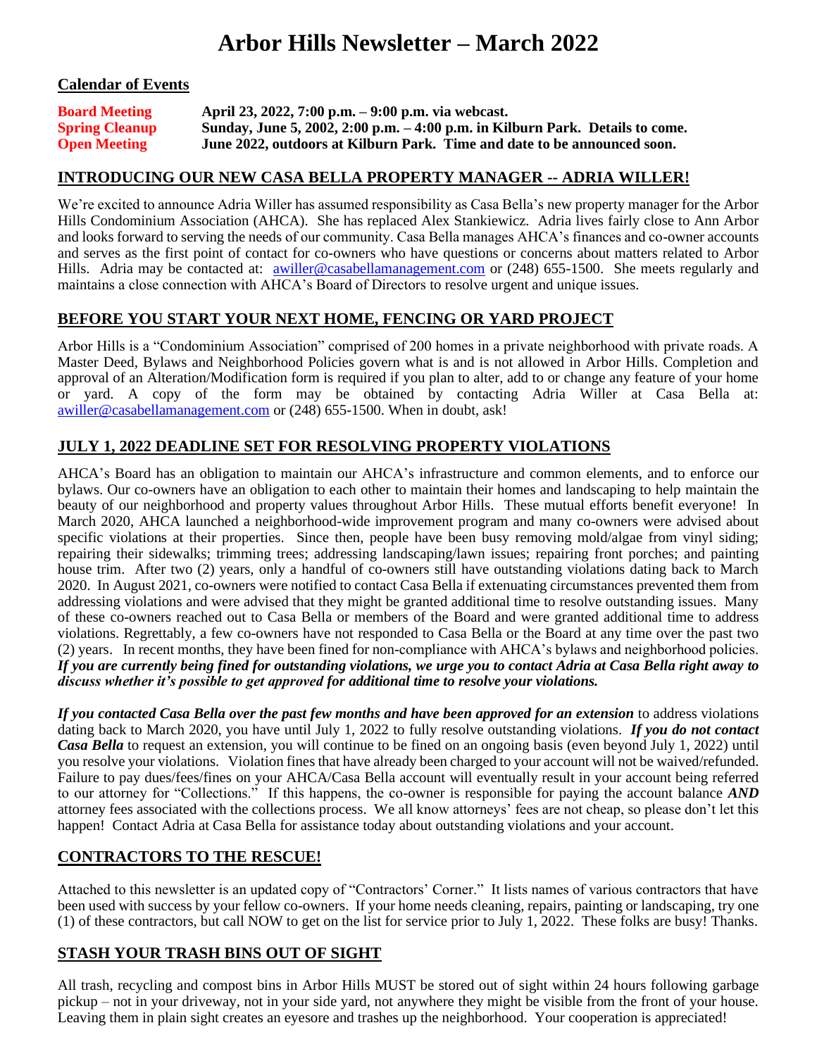# Arbor Hills Newsletter – March 2022

**Calendar of Events**

| | |
|---|---|
| **Board Meeting** | **April 23, 2022, 7:00 p.m. – 9:00 p.m. via webcast.** |
| **Spring Cleanup** | **Sunday, June 5, 2002, 2:00 p.m. – 4:00 p.m. in Kilburn Park. Details to come.** |
| **Open Meeting** | **June 2022, outdoors at Kilburn Park. Time and date to be announced soon.** |

## INTRODUCING OUR NEW CASA BELLA PROPERTY MANAGER -- ADRIA WILLER!

We're excited to announce Adria Willer has assumed responsibility as Casa Bella's new property manager for the Arbor Hills Condominium Association (AHCA). She has replaced Alex Stankiewicz. Adria lives fairly close to Ann Arbor and looks forward to serving the needs of our community. Casa Bella manages AHCA's finances and co-owner accounts and serves as the first point of contact for co-owners who have questions or concerns about matters related to Arbor Hills. Adria may be contacted at: awiller@casabellamanagement.com or (248) 655-1500. She meets regularly and maintains a close connection with AHCA's Board of Directors to resolve urgent and unique issues.

## BEFORE YOU START YOUR NEXT HOME, FENCING OR YARD PROJECT

Arbor Hills is a "Condominium Association" comprised of 200 homes in a private neighborhood with private roads. A Master Deed, Bylaws and Neighborhood Policies govern what is and is not allowed in Arbor Hills. Completion and approval of an Alteration/Modification form is required if you plan to alter, add to or change any feature of your home or yard. A copy of the form may be obtained by contacting Adria Willer at Casa Bella at: awiller@casabellamanagement.com or (248) 655-1500. When in doubt, ask!

## JULY 1, 2022 DEADLINE SET FOR RESOLVING PROPERTY VIOLATIONS

AHCA's Board has an obligation to maintain our AHCA's infrastructure and common elements, and to enforce our bylaws. Our co-owners have an obligation to each other to maintain their homes and landscaping to help maintain the beauty of our neighborhood and property values throughout Arbor Hills. These mutual efforts benefit everyone! In March 2020, AHCA launched a neighborhood-wide improvement program and many co-owners were advised about specific violations at their properties. Since then, people have been busy removing mold/algae from vinyl siding; repairing their sidewalks; trimming trees; addressing landscaping/lawn issues; repairing front porches; and painting house trim. After two (2) years, only a handful of co-owners still have outstanding violations dating back to March 2020. In August 2021, co-owners were notified to contact Casa Bella if extenuating circumstances prevented them from addressing violations and were advised that they might be granted additional time to resolve outstanding issues. Many of these co-owners reached out to Casa Bella or members of the Board and were granted additional time to address violations. Regrettably, a few co-owners have not responded to Casa Bella or the Board at any time over the past two (2) years. In recent months, they have been fined for non-compliance with AHCA's bylaws and neighborhood policies. ***If you are currently being fined for outstanding violations, we urge you to contact Adria at Casa Bella right away to discuss whether it's possible to get approved for additional time to resolve your violations.***

***If you contacted Casa Bella over the past few months and have been approved for an extension*** to address violations dating back to March 2020, you have until July 1, 2022 to fully resolve outstanding violations. ***If you do not contact Casa Bella*** to request an extension, you will continue to be fined on an ongoing basis (even beyond July 1, 2022) until you resolve your violations. Violation fines that have already been charged to your account will not be waived/refunded. Failure to pay dues/fees/fines on your AHCA/Casa Bella account will eventually result in your account being referred to our attorney for "Collections." If this happens, the co-owner is responsible for paying the account balance ***AND*** attorney fees associated with the collections process. We all know attorneys' fees are not cheap, so please don't let this happen! Contact Adria at Casa Bella for assistance today about outstanding violations and your account.

## CONTRACTORS TO THE RESCUE!

Attached to this newsletter is an updated copy of "Contractors' Corner." It lists names of various contractors that have been used with success by your fellow co-owners. If your home needs cleaning, repairs, painting or landscaping, try one (1) of these contractors, but call NOW to get on the list for service prior to July 1, 2022. These folks are busy! Thanks.

## STASH YOUR TRASH BINS OUT OF SIGHT

All trash, recycling and compost bins in Arbor Hills MUST be stored out of sight within 24 hours following garbage pickup – not in your driveway, not in your side yard, not anywhere they might be visible from the front of your house. Leaving them in plain sight creates an eyesore and trashes up the neighborhood. Your cooperation is appreciated!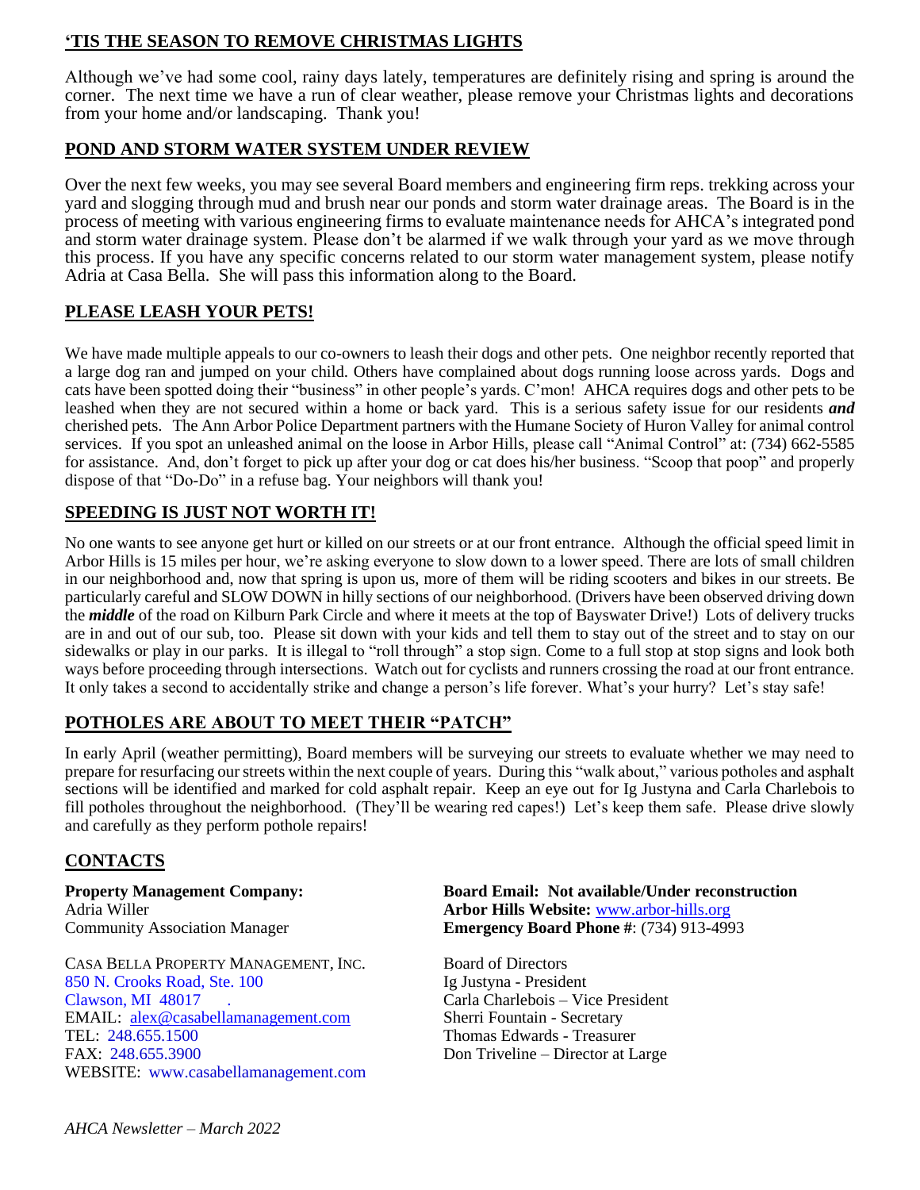## 'TIS THE SEASON TO REMOVE CHRISTMAS LIGHTS

Although we've had some cool, rainy days lately, temperatures are definitely rising and spring is around the corner. The next time we have a run of clear weather, please remove your Christmas lights and decorations from your home and/or landscaping. Thank you!

## POND AND STORM WATER SYSTEM UNDER REVIEW

Over the next few weeks, you may see several Board members and engineering firm reps. trekking across your yard and slogging through mud and brush near our ponds and storm water drainage areas. The Board is in the process of meeting with various engineering firms to evaluate maintenance needs for AHCA's integrated pond and storm water drainage system. Please don't be alarmed if we walk through your yard as we move through this process. If you have any specific concerns related to our storm water management system, please notify Adria at Casa Bella. She will pass this information along to the Board.

## PLEASE LEASH YOUR PETS!

We have made multiple appeals to our co-owners to leash their dogs and other pets. One neighbor recently reported that a large dog ran and jumped on your child. Others have complained about dogs running loose across yards. Dogs and cats have been spotted doing their "business" in other people's yards. C'mon! AHCA requires dogs and other pets to be leashed when they are not secured within a home or back yard. This is a serious safety issue for our residents ***and*** cherished pets. The Ann Arbor Police Department partners with the Humane Society of Huron Valley for animal control services. If you spot an unleashed animal on the loose in Arbor Hills, please call "Animal Control" at: (734) 662-5585 for assistance. And, don't forget to pick up after your dog or cat does his/her business. "Scoop that poop" and properly dispose of that "Do-Do" in a refuse bag. Your neighbors will thank you!

## SPEEDING IS JUST NOT WORTH IT!

No one wants to see anyone get hurt or killed on our streets or at our front entrance. Although the official speed limit in Arbor Hills is 15 miles per hour, we're asking everyone to slow down to a lower speed. There are lots of small children in our neighborhood and, now that spring is upon us, more of them will be riding scooters and bikes in our streets. Be particularly careful and SLOW DOWN in hilly sections of our neighborhood. (Drivers have been observed driving down the ***middle*** of the road on Kilburn Park Circle and where it meets at the top of Bayswater Drive!) Lots of delivery trucks are in and out of our sub, too. Please sit down with your kids and tell them to stay out of the street and to stay on our sidewalks or play in our parks. It is illegal to "roll through" a stop sign. Come to a full stop at stop signs and look both ways before proceeding through intersections. Watch out for cyclists and runners crossing the road at our front entrance. It only takes a second to accidentally strike and change a person's life forever. What's your hurry? Let's stay safe!

## POTHOLES ARE ABOUT TO MEET THEIR "PATCH"

In early April (weather permitting), Board members will be surveying our streets to evaluate whether we may need to prepare for resurfacing our streets within the next couple of years. During this "walk about," various potholes and asphalt sections will be identified and marked for cold asphalt repair. Keep an eye out for Ig Justyna and Carla Charlebois to fill potholes throughout the neighborhood. (They'll be wearing red capes!) Let's keep them safe. Please drive slowly and carefully as they perform pothole repairs!

## CONTACTS

**Property Management Company:**
Adria Willer
Community Association Manager

CASA BELLA PROPERTY MANAGEMENT, INC.
850 N. Crooks Road, Ste. 100
Clawson, MI 48017
EMAIL: alex@casabellamanagement.com
TEL: 248.655.1500
FAX: 248.655.3900
WEBSITE: www.casabellamanagement.com

**Board Email: Not available/Under reconstruction**
**Arbor Hills Website:** www.arbor-hills.org
**Emergency Board Phone #**: (734) 913-4993

Board of Directors
Ig Justyna - President
Carla Charlebois – Vice President
Sherri Fountain - Secretary
Thomas Edwards - Treasurer
Don Triveline – Director at Large

*AHCA Newsletter – March 2022*